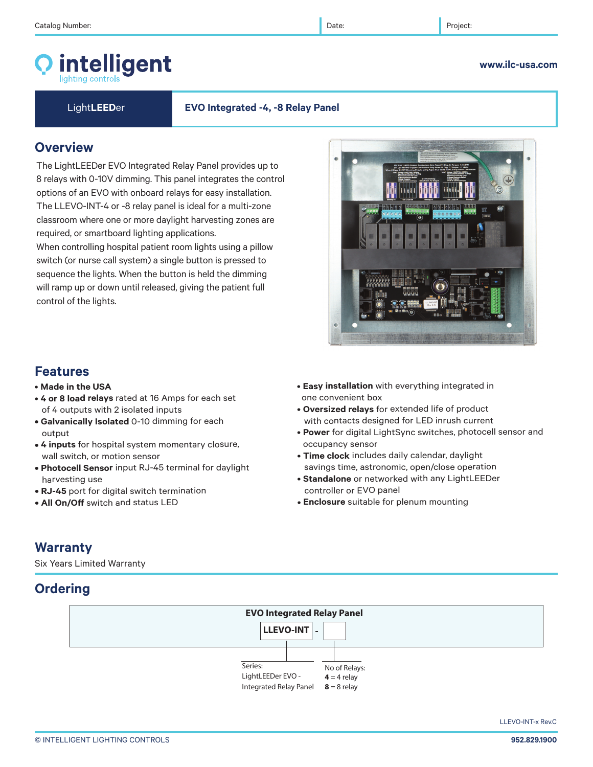Catalog Number: | Date: | Project:

**intelligent** lighting controls

www.ilc-usa.com

LightLEEDer — **EVO Integrated -4, -8 Relay Panel**

## Overview

The LightLEEDer EVO Integrated Relay Panel provides up to 8 relays with 0-10V dimming. This panel integrates the control options of an EVO with onboard relays for easy installation. The LLEVO-INT-4 or -8 relay panel is ideal for a multi-zone classroom where one or more daylight harvesting zones are required, or smartboard lighting applications.

When controlling hospital patient room lights using a pillow switch (or nurse call system) a single button is pressed to sequence the lights. When the button is held the dimming will ramp up or down until released, giving the patient full control of the lights.

## Features

- **Made in the USA**
- **4 or 8 load relays** rated at 16 Amps for each set of 4 outputs with 2 isolated inputs
- **Galvanically Isolated** 0-10 dimming for each output
- **4 inputs** for hospital system momentary closure, wall switch, or motion sensor
- **Photocell Sensor** input RJ-45 terminal for daylight harvesting use
- **RJ-45** port for digital switch termination
- **All On/Off** switch and status LED
- **Easy installation** with everything integrated in one convenient box
- **Oversized relays** for extended life of product with contacts designed for LED inrush current
- **Power** for digital LightSync switches, photocell sensor and occupancy sensor
- **Time clock** includes daily calendar, daylight savings time, astronomic, open/close operation
- **Standalone** or networked with any LightLEEDer controller or EVO panel
- **Enclosure** suitable for plenum mounting

## Warranty

Six Years Limited Warranty

## Ordering

**EVO Integrated Relay Panel**

| **LLEVO-INT** | - | |
|---|---|---|
| Series: LightLEEDer EVO - Integrated Relay Panel | | No of Relays: **4** = 4 relay, **8** = 8 relay |

LLEVO-INT-x Rev.C

© INTELLIGENT LIGHTING CONTROLS — 952.829.1900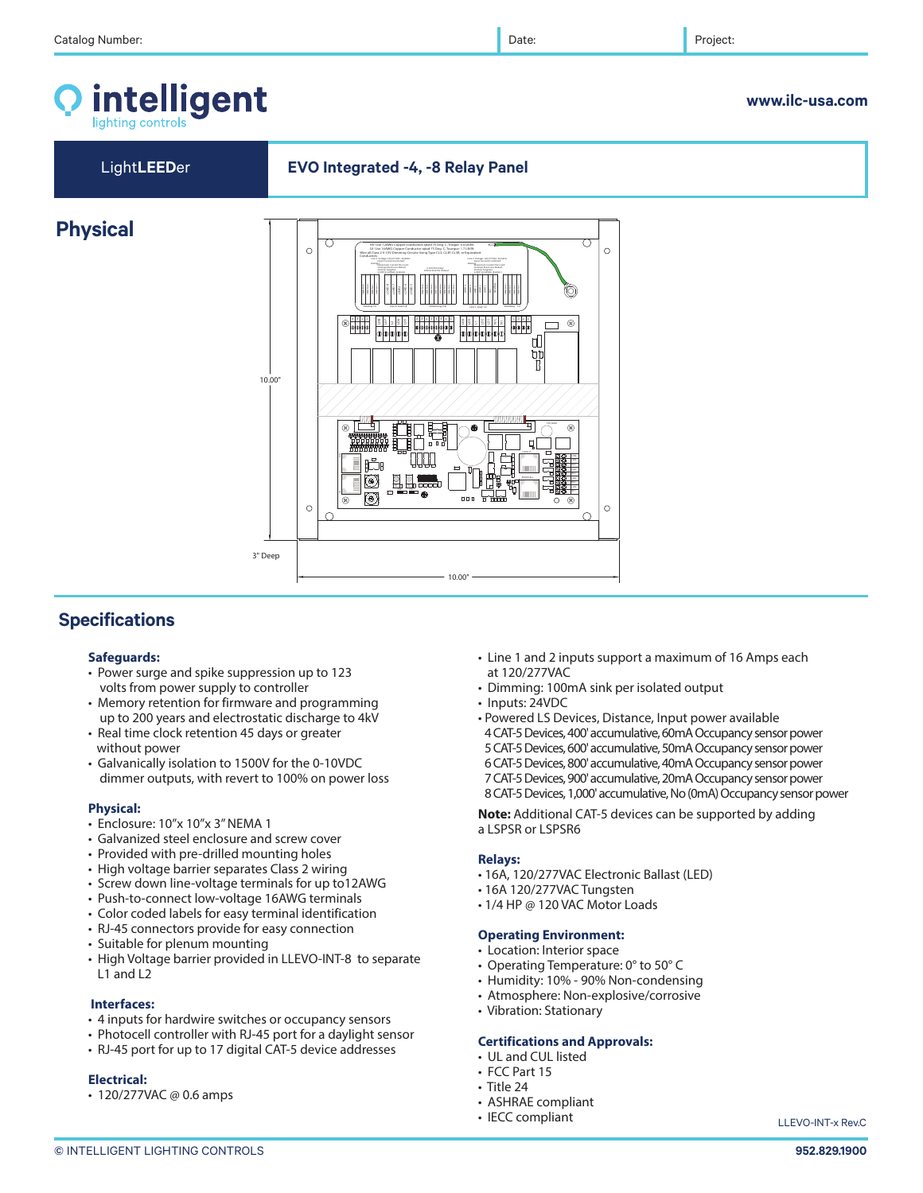Catalog Number: | Date: | Project:

**intelligent** lighting controls

**www.ilc-usa.com**

LightLEEDer

## EVO Integrated -4, -8 Relay Panel

## Physical

10.00"

3" Deep

10.00"

## Specifications

**Safeguards:**
- Power surge and spike suppression up to 123 volts from power supply to controller
- Memory retention for firmware and programming up to 200 years and electrostatic discharge to 4kV
- Real time clock retention 45 days or greater without power
- Galvanically isolation to 1500V for the 0-10VDC dimmer outputs, with revert to 100% on power loss

**Physical:**
- Enclosure: 10"x 10"x 3" NEMA 1
- Galvanized steel enclosure and screw cover
- Provided with pre-drilled mounting holes
- High voltage barrier separates Class 2 wiring
- Screw down line-voltage terminals for up to12AWG
- Push-to-connect low-voltage 16AWG terminals
- Color coded labels for easy terminal identification
- RJ-45 connectors provide for easy connection
- Suitable for plenum mounting
- High Voltage barrier provided in LLEVO-INT-8 to separate L1 and L2

**Interfaces:**
- 4 inputs for hardwire switches or occupancy sensors
- Photocell controller with RJ-45 port for a daylight sensor
- RJ-45 port for up to 17 digital CAT-5 device addresses

**Electrical:**
- 120/277VAC @ 0.6 amps
- Line 1 and 2 inputs support a maximum of 16 Amps each at 120/277VAC
- Dimming: 100mA sink per isolated output
- Inputs: 24VDC
- Powered LS Devices, Distance, Input power available
  - 4 CAT-5 Devices, 400' accumulative, 60mA Occupancy sensor power
  - 5 CAT-5 Devices, 600' accumulative, 50mA Occupancy sensor power
  - 6 CAT-5 Devices, 800' accumulative, 40mA Occupancy sensor power
  - 7 CAT-5 Devices, 900' accumulative, 20mA Occupancy sensor power
  - 8 CAT-5 Devices, 1,000' accumulative, No (0mA) Occupancy sensor power

**Note:** Additional CAT-5 devices can be supported by adding a LSPSR or LSPSR6

**Relays:**
- 16A, 120/277VAC Electronic Ballast (LED)
- 16A 120/277VAC Tungsten
- 1/4 HP @ 120 VAC Motor Loads

**Operating Environment:**
- Location: Interior space
- Operating Temperature: 0° to 50° C
- Humidity: 10% - 90% Non-condensing
- Atmosphere: Non-explosive/corrosive
- Vibration: Stationary

**Certifications and Approvals:**
- UL and CUL listed
- FCC Part 15
- Title 24
- ASHRAE compliant
- IECC compliant

LLEVO-INT-x Rev.C

© INTELLIGENT LIGHTING CONTROLS

952.829.1900